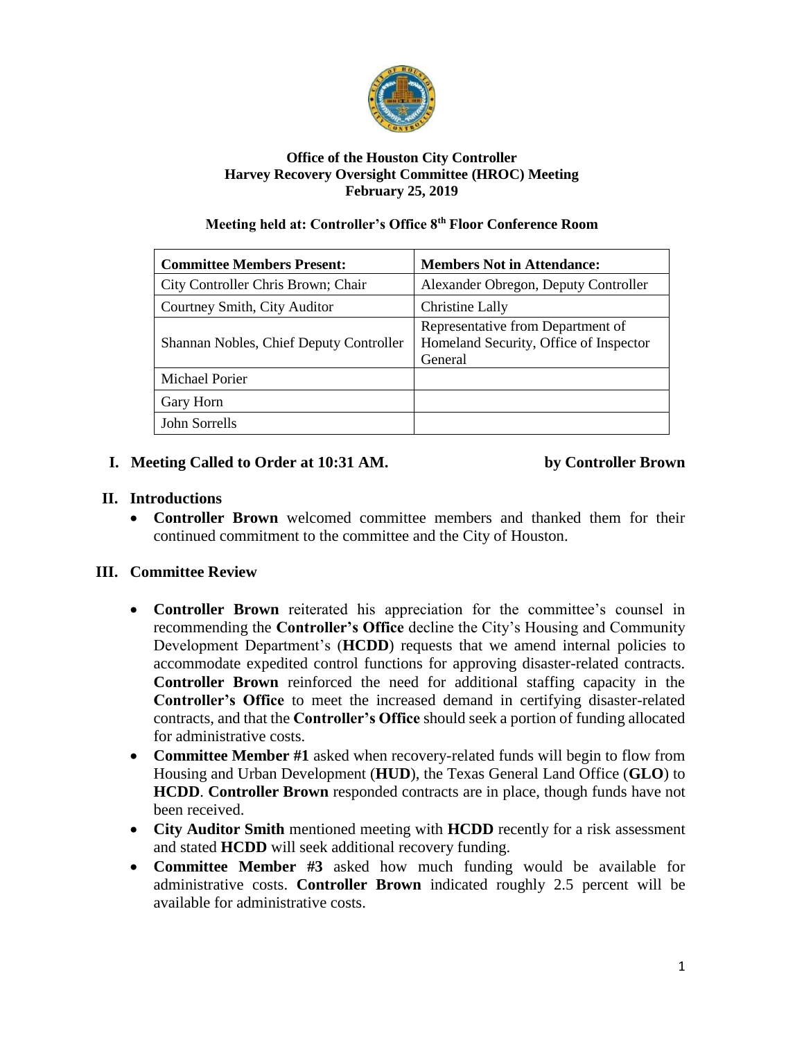**Office of the Houston City Controller**
**Harvey Recovery Oversight Committee (HROC) Meeting**
**February 25, 2019**

**Meeting held at: Controller's Office 8th Floor Conference Room**

| **Committee Members Present:** | **Members Not in Attendance:** |
|---|---|
| City Controller Chris Brown; Chair | Alexander Obregon, Deputy Controller |
| Courtney Smith, City Auditor | Christine Lally |
| Shannan Nobles, Chief Deputy Controller | Representative from Department of Homeland Security, Office of Inspector General |
| Michael Porier | |
| Gary Horn | |
| John Sorrells | |

## I. Meeting Called to Order at 10:31 AM. by Controller Brown

## II. Introductions

- **Controller Brown** welcomed committee members and thanked them for their continued commitment to the committee and the City of Houston.

## III. Committee Review

- **Controller Brown** reiterated his appreciation for the committee's counsel in recommending the **Controller's Office** decline the City's Housing and Community Development Department's (**HCDD**) requests that we amend internal policies to accommodate expedited control functions for approving disaster-related contracts. **Controller Brown** reinforced the need for additional staffing capacity in the **Controller's Office** to meet the increased demand in certifying disaster-related contracts, and that the **Controller's Office** should seek a portion of funding allocated for administrative costs.
- **Committee Member #1** asked when recovery-related funds will begin to flow from Housing and Urban Development (**HUD**), the Texas General Land Office (**GLO**) to **HCDD**. **Controller Brown** responded contracts are in place, though funds have not been received.
- **City Auditor Smith** mentioned meeting with **HCDD** recently for a risk assessment and stated **HCDD** will seek additional recovery funding.
- **Committee Member #3** asked how much funding would be available for administrative costs. **Controller Brown** indicated roughly 2.5 percent will be available for administrative costs.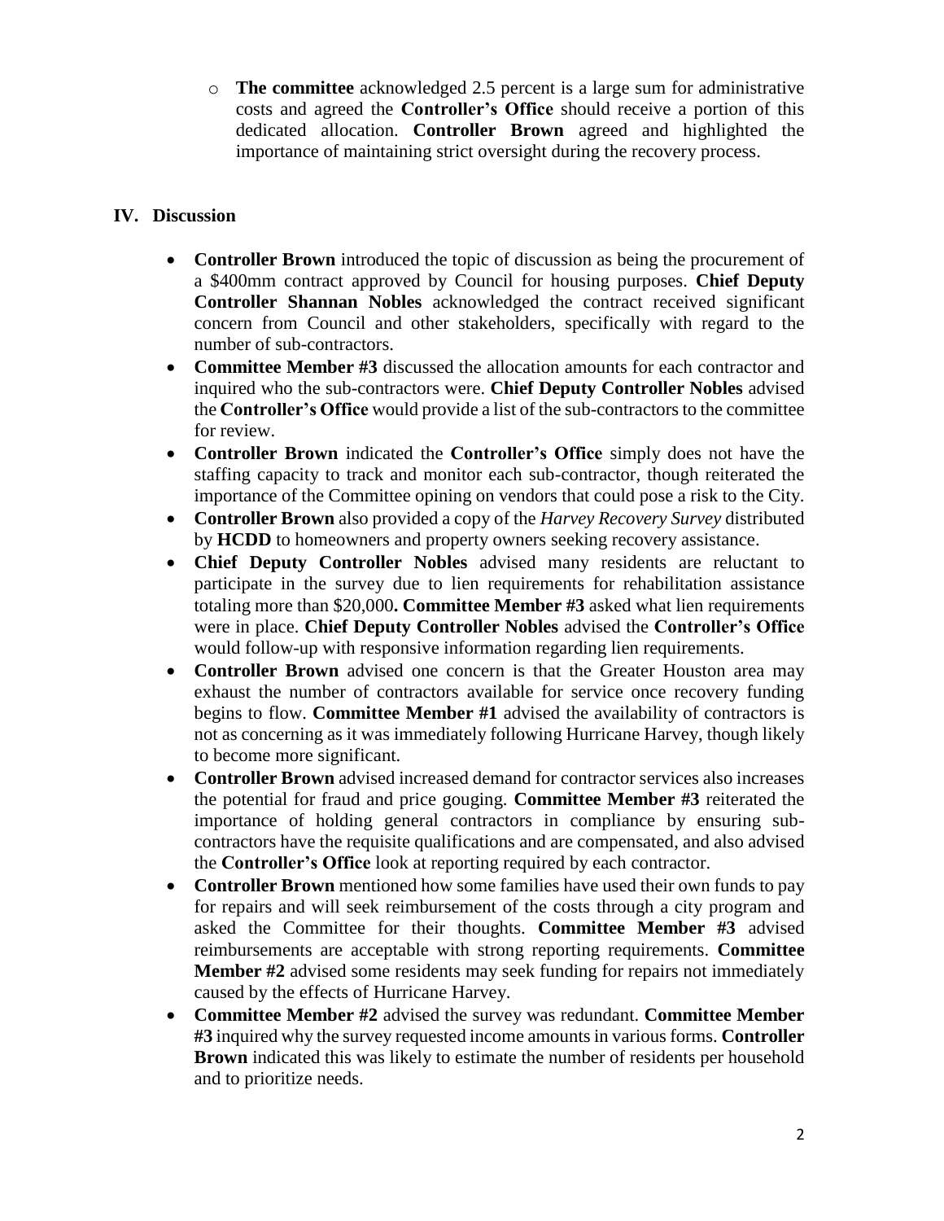- **The committee** acknowledged 2.5 percent is a large sum for administrative costs and agreed the **Controller's Office** should receive a portion of this dedicated allocation. **Controller Brown** agreed and highlighted the importance of maintaining strict oversight during the recovery process.

## IV. Discussion

- **Controller Brown** introduced the topic of discussion as being the procurement of a $400mm contract approved by Council for housing purposes. **Chief Deputy Controller Shannan Nobles** acknowledged the contract received significant concern from Council and other stakeholders, specifically with regard to the number of sub-contractors.
- **Committee Member #3** discussed the allocation amounts for each contractor and inquired who the sub-contractors were. **Chief Deputy Controller Nobles** advised the **Controller's Office** would provide a list of the sub-contractors to the committee for review.
- **Controller Brown** indicated the **Controller's Office** simply does not have the staffing capacity to track and monitor each sub-contractor, though reiterated the importance of the Committee opining on vendors that could pose a risk to the City.
- **Controller Brown** also provided a copy of the *Harvey Recovery Survey* distributed by **HCDD** to homeowners and property owners seeking recovery assistance.
- **Chief Deputy Controller Nobles** advised many residents are reluctant to participate in the survey due to lien requirements for rehabilitation assistance totaling more than $20,000**.** **Committee Member #3** asked what lien requirements were in place. **Chief Deputy Controller Nobles** advised the **Controller's Office** would follow-up with responsive information regarding lien requirements.
- **Controller Brown** advised one concern is that the Greater Houston area may exhaust the number of contractors available for service once recovery funding begins to flow. **Committee Member #1** advised the availability of contractors is not as concerning as it was immediately following Hurricane Harvey, though likely to become more significant.
- **Controller Brown** advised increased demand for contractor services also increases the potential for fraud and price gouging. **Committee Member #3** reiterated the importance of holding general contractors in compliance by ensuring sub-contractors have the requisite qualifications and are compensated, and also advised the **Controller's Office** look at reporting required by each contractor.
- **Controller Brown** mentioned how some families have used their own funds to pay for repairs and will seek reimbursement of the costs through a city program and asked the Committee for their thoughts. **Committee Member #3** advised reimbursements are acceptable with strong reporting requirements. **Committee Member #2** advised some residents may seek funding for repairs not immediately caused by the effects of Hurricane Harvey.
- **Committee Member #2** advised the survey was redundant. **Committee Member #3** inquired why the survey requested income amounts in various forms. **Controller Brown** indicated this was likely to estimate the number of residents per household and to prioritize needs.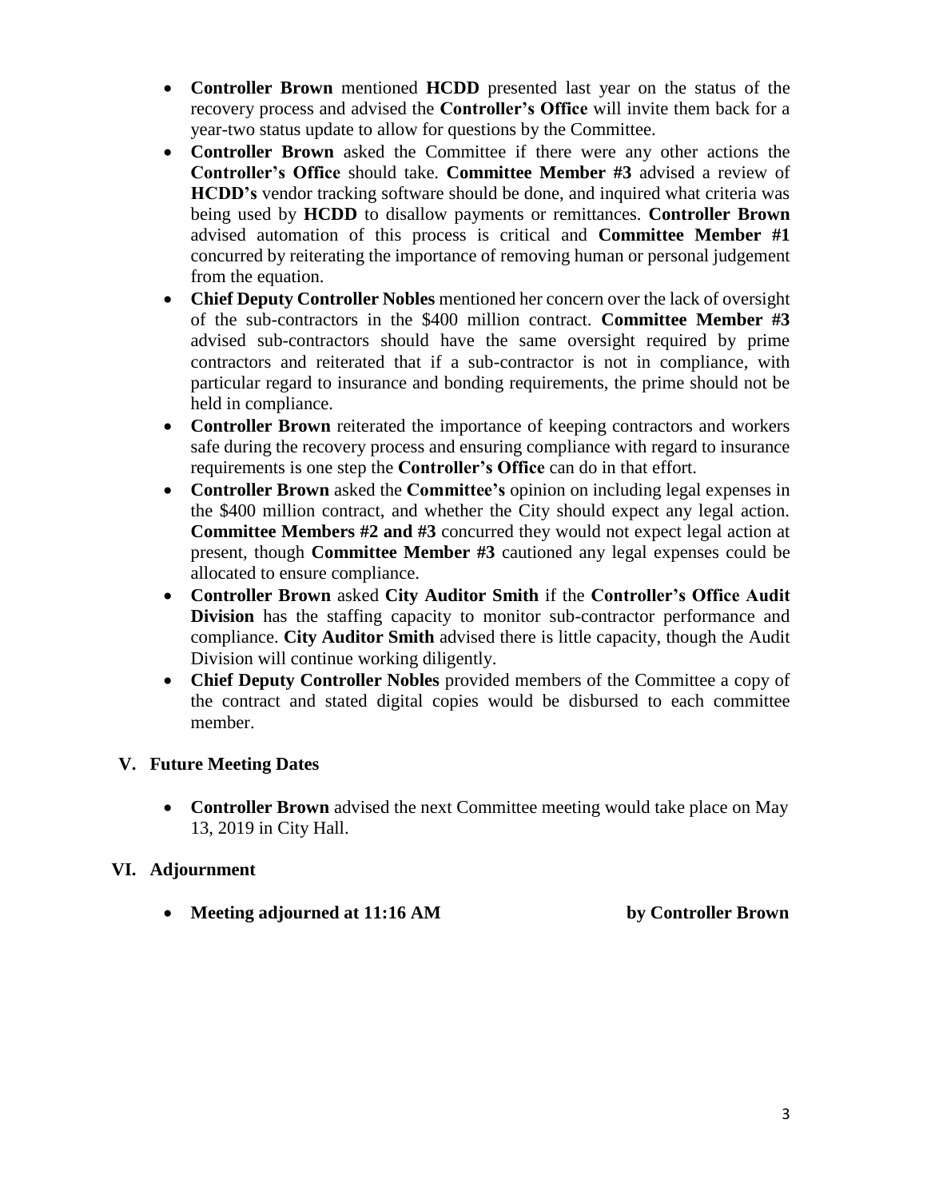- **Controller Brown** mentioned **HCDD** presented last year on the status of the recovery process and advised the **Controller's Office** will invite them back for a year-two status update to allow for questions by the Committee.
- **Controller Brown** asked the Committee if there were any other actions the **Controller's Office** should take. **Committee Member #3** advised a review of **HCDD's** vendor tracking software should be done, and inquired what criteria was being used by **HCDD** to disallow payments or remittances. **Controller Brown** advised automation of this process is critical and **Committee Member #1** concurred by reiterating the importance of removing human or personal judgement from the equation.
- **Chief Deputy Controller Nobles** mentioned her concern over the lack of oversight of the sub-contractors in the $400 million contract. **Committee Member #3** advised sub-contractors should have the same oversight required by prime contractors and reiterated that if a sub-contractor is not in compliance, with particular regard to insurance and bonding requirements, the prime should not be held in compliance.
- **Controller Brown** reiterated the importance of keeping contractors and workers safe during the recovery process and ensuring compliance with regard to insurance requirements is one step the **Controller's Office** can do in that effort.
- **Controller Brown** asked the **Committee's** opinion on including legal expenses in the $400 million contract, and whether the City should expect any legal action. **Committee Members #2 and #3** concurred they would not expect legal action at present, though **Committee Member #3** cautioned any legal expenses could be allocated to ensure compliance.
- **Controller Brown** asked **City Auditor Smith** if the **Controller's Office Audit Division** has the staffing capacity to monitor sub-contractor performance and compliance. **City Auditor Smith** advised there is little capacity, though the Audit Division will continue working diligently.
- **Chief Deputy Controller Nobles** provided members of the Committee a copy of the contract and stated digital copies would be disbursed to each committee member.

## V. Future Meeting Dates

- **Controller Brown** advised the next Committee meeting would take place on May 13, 2019 in City Hall.

## VI. Adjournment

- **Meeting adjourned at 11:16 AM by Controller Brown**